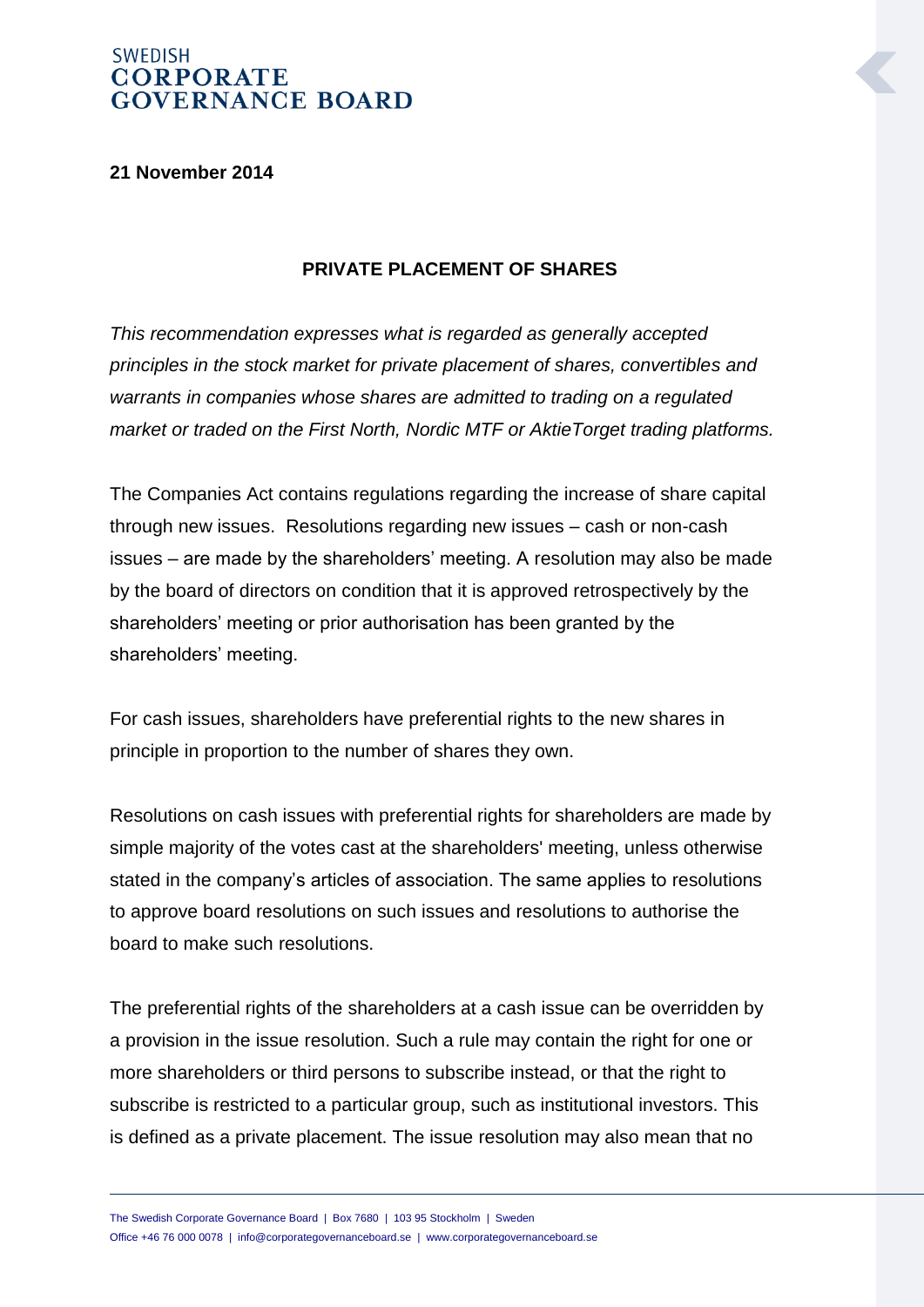SWEDISH
**CORPORATE GOVERNANCE BOARD**

**21 November 2014**

## PRIVATE PLACEMENT OF SHARES

*This recommendation expresses what is regarded as generally accepted principles in the stock market for private placement of shares, convertibles and warrants in companies whose shares are admitted to trading on a regulated market or traded on the First North, Nordic MTF or AktieTorget trading platforms.*

The Companies Act contains regulations regarding the increase of share capital through new issues. Resolutions regarding new issues – cash or non-cash issues – are made by the shareholders' meeting. A resolution may also be made by the board of directors on condition that it is approved retrospectively by the shareholders' meeting or prior authorisation has been granted by the shareholders' meeting.

For cash issues, shareholders have preferential rights to the new shares in principle in proportion to the number of shares they own.

Resolutions on cash issues with preferential rights for shareholders are made by simple majority of the votes cast at the shareholders' meeting, unless otherwise stated in the company's articles of association. The same applies to resolutions to approve board resolutions on such issues and resolutions to authorise the board to make such resolutions.

The preferential rights of the shareholders at a cash issue can be overridden by a provision in the issue resolution. Such a rule may contain the right for one or more shareholders or third persons to subscribe instead, or that the right to subscribe is restricted to a particular group, such as institutional investors. This is defined as a private placement. The issue resolution may also mean that no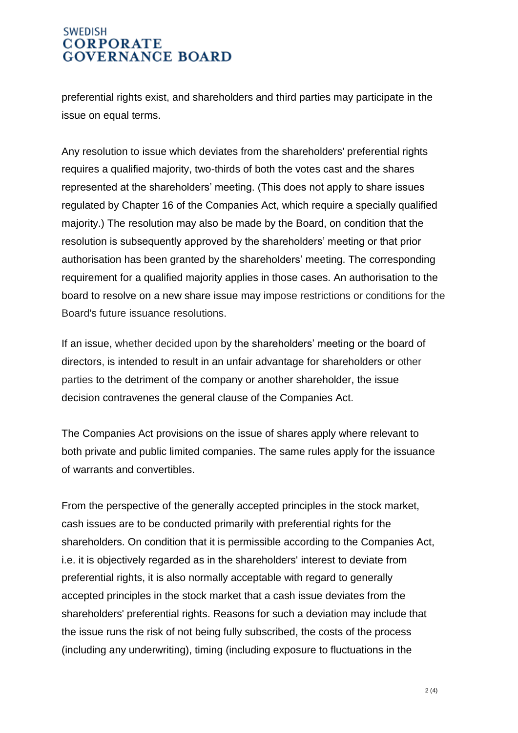preferential rights exist, and shareholders and third parties may participate in the issue on equal terms.

Any resolution to issue which deviates from the shareholders' preferential rights requires a qualified majority, two-thirds of both the votes cast and the shares represented at the shareholders' meeting. (This does not apply to share issues regulated by Chapter 16 of the Companies Act, which require a specially qualified majority.) The resolution may also be made by the Board, on condition that the resolution is subsequently approved by the shareholders' meeting or that prior authorisation has been granted by the shareholders' meeting. The corresponding requirement for a qualified majority applies in those cases. An authorisation to the board to resolve on a new share issue may impose restrictions or conditions for the Board's future issuance resolutions.

If an issue, whether decided upon by the shareholders' meeting or the board of directors, is intended to result in an unfair advantage for shareholders or other parties to the detriment of the company or another shareholder, the issue decision contravenes the general clause of the Companies Act.

The Companies Act provisions on the issue of shares apply where relevant to both private and public limited companies. The same rules apply for the issuance of warrants and convertibles.

From the perspective of the generally accepted principles in the stock market, cash issues are to be conducted primarily with preferential rights for the shareholders. On condition that it is permissible according to the Companies Act, i.e. it is objectively regarded as in the shareholders' interest to deviate from preferential rights, it is also normally acceptable with regard to generally accepted principles in the stock market that a cash issue deviates from the shareholders' preferential rights. Reasons for such a deviation may include that the issue runs the risk of not being fully subscribed, the costs of the process (including any underwriting), timing (including exposure to fluctuations in the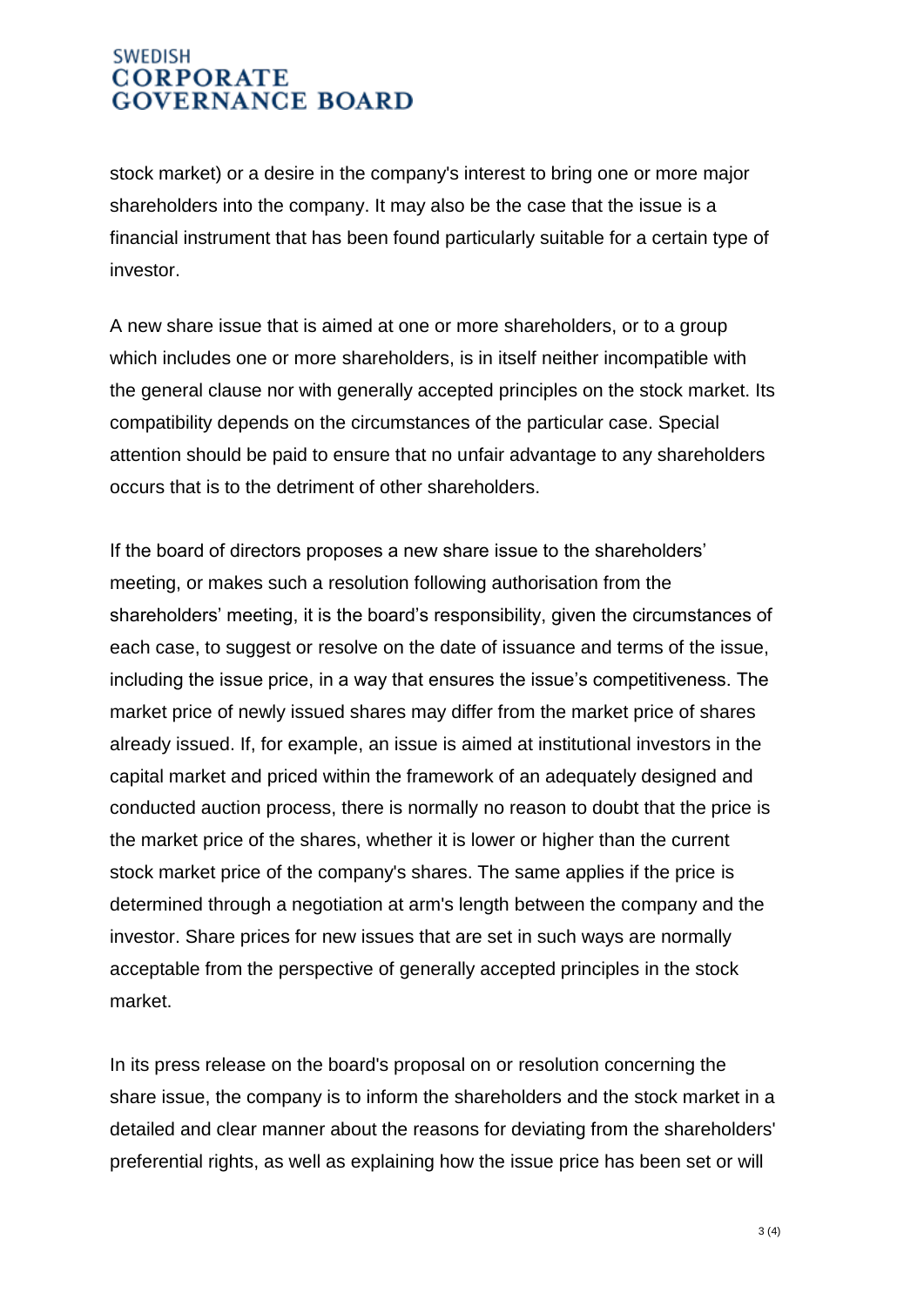stock market) or a desire in the company's interest to bring one or more major shareholders into the company. It may also be the case that the issue is a financial instrument that has been found particularly suitable for a certain type of investor.

A new share issue that is aimed at one or more shareholders, or to a group which includes one or more shareholders, is in itself neither incompatible with the general clause nor with generally accepted principles on the stock market. Its compatibility depends on the circumstances of the particular case. Special attention should be paid to ensure that no unfair advantage to any shareholders occurs that is to the detriment of other shareholders.

If the board of directors proposes a new share issue to the shareholders' meeting, or makes such a resolution following authorisation from the shareholders' meeting, it is the board's responsibility, given the circumstances of each case, to suggest or resolve on the date of issuance and terms of the issue, including the issue price, in a way that ensures the issue's competitiveness. The market price of newly issued shares may differ from the market price of shares already issued. If, for example, an issue is aimed at institutional investors in the capital market and priced within the framework of an adequately designed and conducted auction process, there is normally no reason to doubt that the price is the market price of the shares, whether it is lower or higher than the current stock market price of the company's shares. The same applies if the price is determined through a negotiation at arm's length between the company and the investor. Share prices for new issues that are set in such ways are normally acceptable from the perspective of generally accepted principles in the stock market.

In its press release on the board's proposal on or resolution concerning the share issue, the company is to inform the shareholders and the stock market in a detailed and clear manner about the reasons for deviating from the shareholders' preferential rights, as well as explaining how the issue price has been set or will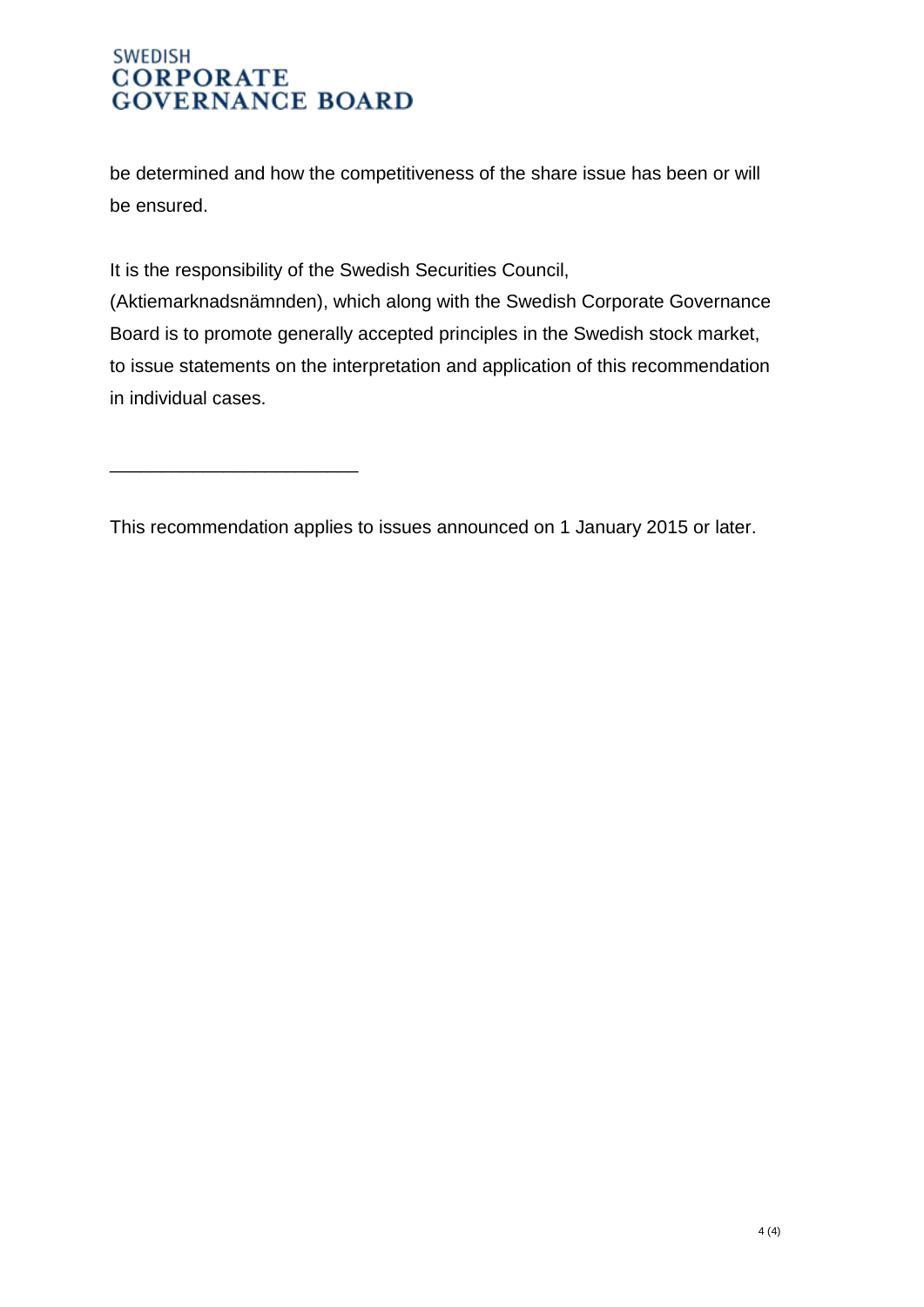be determined and how the competitiveness of the share issue has been or will be ensured.

It is the responsibility of the Swedish Securities Council, (Aktiemarknadsnämnden), which along with the Swedish Corporate Governance Board is to promote generally accepted principles in the Swedish stock market, to issue statements on the interpretation and application of this recommendation in individual cases.

________________________

This recommendation applies to issues announced on 1 January 2015 or later.